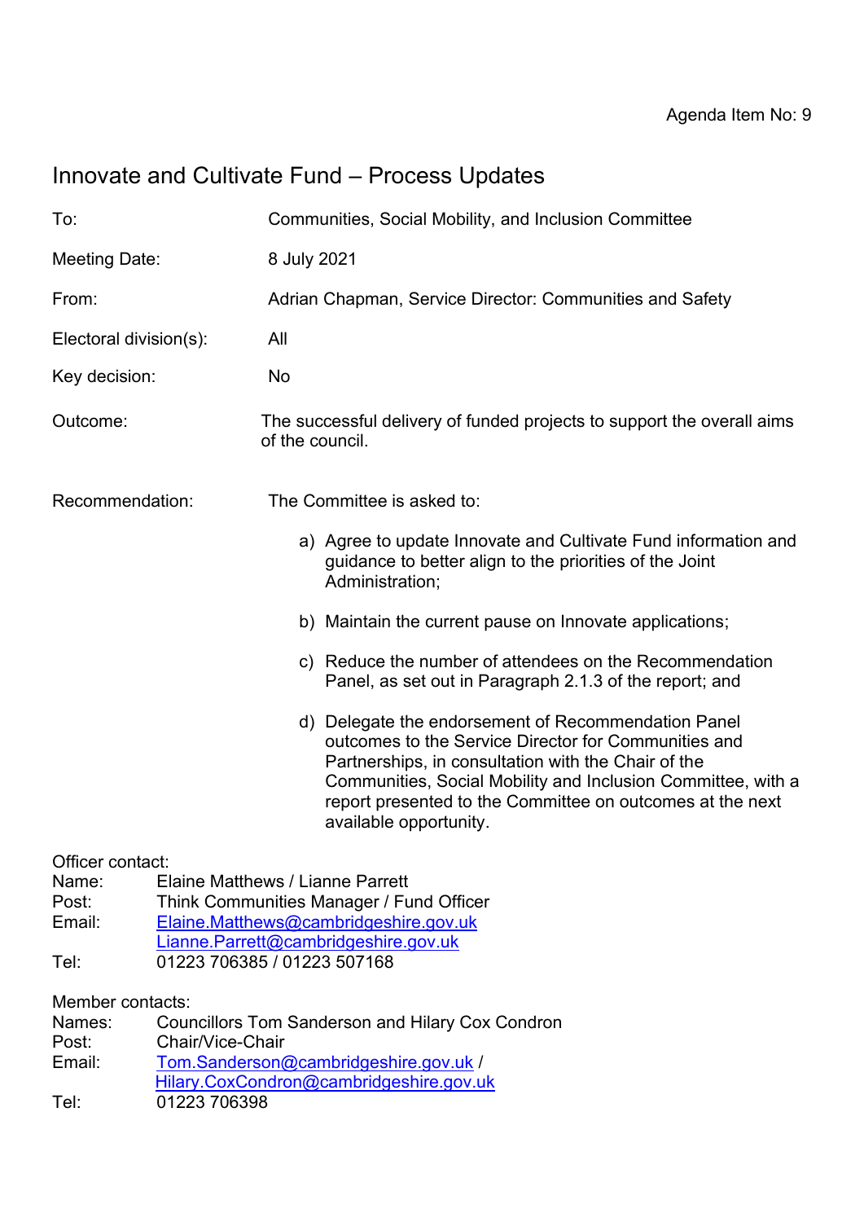Agenda Item No: 9

# Innovate and Cultivate Fund – Process Updates

| | |
|---|---|
| To: | Communities, Social Mobility, and Inclusion Committee |
| Meeting Date: | 8 July 2021 |
| From: | Adrian Chapman, Service Director: Communities and Safety |
| Electoral division(s): | All |
| Key decision: | No |
| Outcome: | The successful delivery of funded projects to support the overall aims of the council. |

Recommendation: The Committee is asked to:

a) Agree to update Innovate and Cultivate Fund information and guidance to better align to the priorities of the Joint Administration;

b) Maintain the current pause on Innovate applications;

c) Reduce the number of attendees on the Recommendation Panel, as set out in Paragraph 2.1.3 of the report; and

d) Delegate the endorsement of Recommendation Panel outcomes to the Service Director for Communities and Partnerships, in consultation with the Chair of the Communities, Social Mobility and Inclusion Committee, with a report presented to the Committee on outcomes at the next available opportunity.

Officer contact:
Name: Elaine Matthews / Lianne Parrett
Post: Think Communities Manager / Fund Officer
Email: Elaine.Matthews@cambridgeshire.gov.uk
Lianne.Parrett@cambridgeshire.gov.uk
Tel: 01223 706385 / 01223 507168

Member contacts:
Names: Councillors Tom Sanderson and Hilary Cox Condron
Post: Chair/Vice-Chair
Email: Tom.Sanderson@cambridgeshire.gov.uk / Hilary.CoxCondron@cambridgeshire.gov.uk
Tel: 01223 706398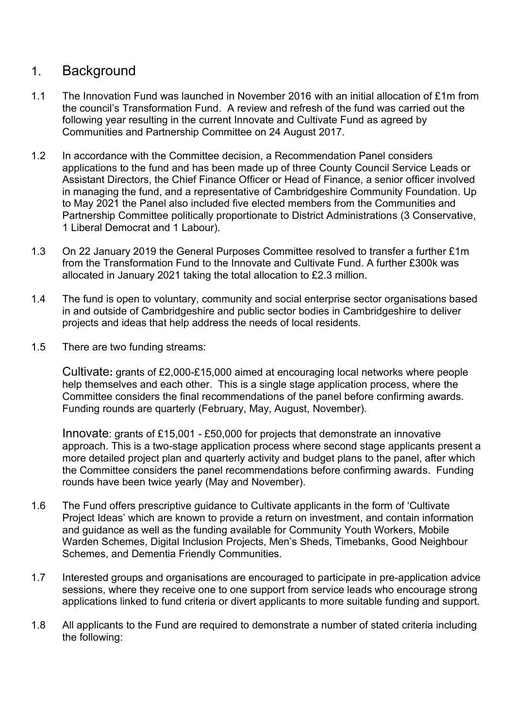## 1. Background

1.1 The Innovation Fund was launched in November 2016 with an initial allocation of £1m from the council's Transformation Fund. A review and refresh of the fund was carried out the following year resulting in the current Innovate and Cultivate Fund as agreed by Communities and Partnership Committee on 24 August 2017.

1.2 In accordance with the Committee decision, a Recommendation Panel considers applications to the fund and has been made up of three County Council Service Leads or Assistant Directors, the Chief Finance Officer or Head of Finance, a senior officer involved in managing the fund, and a representative of Cambridgeshire Community Foundation. Up to May 2021 the Panel also included five elected members from the Communities and Partnership Committee politically proportionate to District Administrations (3 Conservative, 1 Liberal Democrat and 1 Labour).

1.3 On 22 January 2019 the General Purposes Committee resolved to transfer a further £1m from the Transformation Fund to the Innovate and Cultivate Fund. A further £300k was allocated in January 2021 taking the total allocation to £2.3 million.

1.4 The fund is open to voluntary, community and social enterprise sector organisations based in and outside of Cambridgeshire and public sector bodies in Cambridgeshire to deliver projects and ideas that help address the needs of local residents.

1.5 There are two funding streams:

Cultivate**:** grants of £2,000-£15,000 aimed at encouraging local networks where people help themselves and each other. This is a single stage application process, where the Committee considers the final recommendations of the panel before confirming awards. Funding rounds are quarterly (February, May, August, November).

Innovate: grants of £15,001 - £50,000 for projects that demonstrate an innovative approach. This is a two-stage application process where second stage applicants present a more detailed project plan and quarterly activity and budget plans to the panel, after which the Committee considers the panel recommendations before confirming awards. Funding rounds have been twice yearly (May and November).

1.6 The Fund offers prescriptive guidance to Cultivate applicants in the form of 'Cultivate Project Ideas' which are known to provide a return on investment, and contain information and guidance as well as the funding available for Community Youth Workers, Mobile Warden Schemes, Digital Inclusion Projects, Men's Sheds, Timebanks, Good Neighbour Schemes, and Dementia Friendly Communities.

1.7 Interested groups and organisations are encouraged to participate in pre-application advice sessions, where they receive one to one support from service leads who encourage strong applications linked to fund criteria or divert applicants to more suitable funding and support.

1.8 All applicants to the Fund are required to demonstrate a number of stated criteria including the following: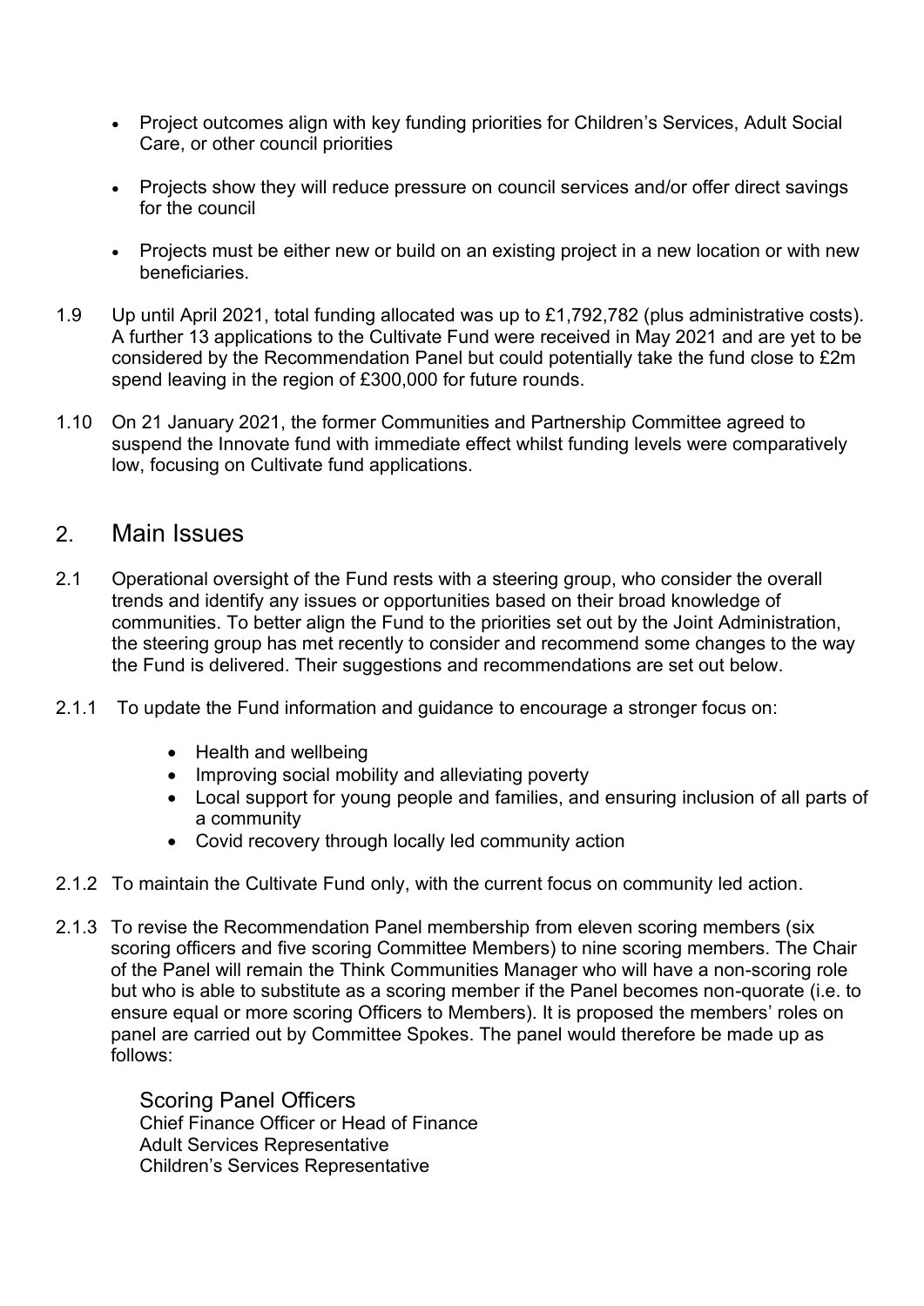- Project outcomes align with key funding priorities for Children's Services, Adult Social Care, or other council priorities

- Projects show they will reduce pressure on council services and/or offer direct savings for the council

- Projects must be either new or build on an existing project in a new location or with new beneficiaries.

1.9 Up until April 2021, total funding allocated was up to £1,792,782 (plus administrative costs). A further 13 applications to the Cultivate Fund were received in May 2021 and are yet to be considered by the Recommendation Panel but could potentially take the fund close to £2m spend leaving in the region of £300,000 for future rounds.

1.10 On 21 January 2021, the former Communities and Partnership Committee agreed to suspend the Innovate fund with immediate effect whilst funding levels were comparatively low, focusing on Cultivate fund applications.

## 2. Main Issues

2.1 Operational oversight of the Fund rests with a steering group, who consider the overall trends and identify any issues or opportunities based on their broad knowledge of communities. To better align the Fund to the priorities set out by the Joint Administration, the steering group has met recently to consider and recommend some changes to the way the Fund is delivered. Their suggestions and recommendations are set out below.

2.1.1 To update the Fund information and guidance to encourage a stronger focus on:

- Health and wellbeing
- Improving social mobility and alleviating poverty
- Local support for young people and families, and ensuring inclusion of all parts of a community
- Covid recovery through locally led community action

2.1.2 To maintain the Cultivate Fund only, with the current focus on community led action.

2.1.3 To revise the Recommendation Panel membership from eleven scoring members (six scoring officers and five scoring Committee Members) to nine scoring members. The Chair of the Panel will remain the Think Communities Manager who will have a non-scoring role but who is able to substitute as a scoring member if the Panel becomes non-quorate (i.e. to ensure equal or more scoring Officers to Members). It is proposed the members' roles on panel are carried out by Committee Spokes. The panel would therefore be made up as follows:

Scoring Panel Officers
Chief Finance Officer or Head of Finance
Adult Services Representative
Children's Services Representative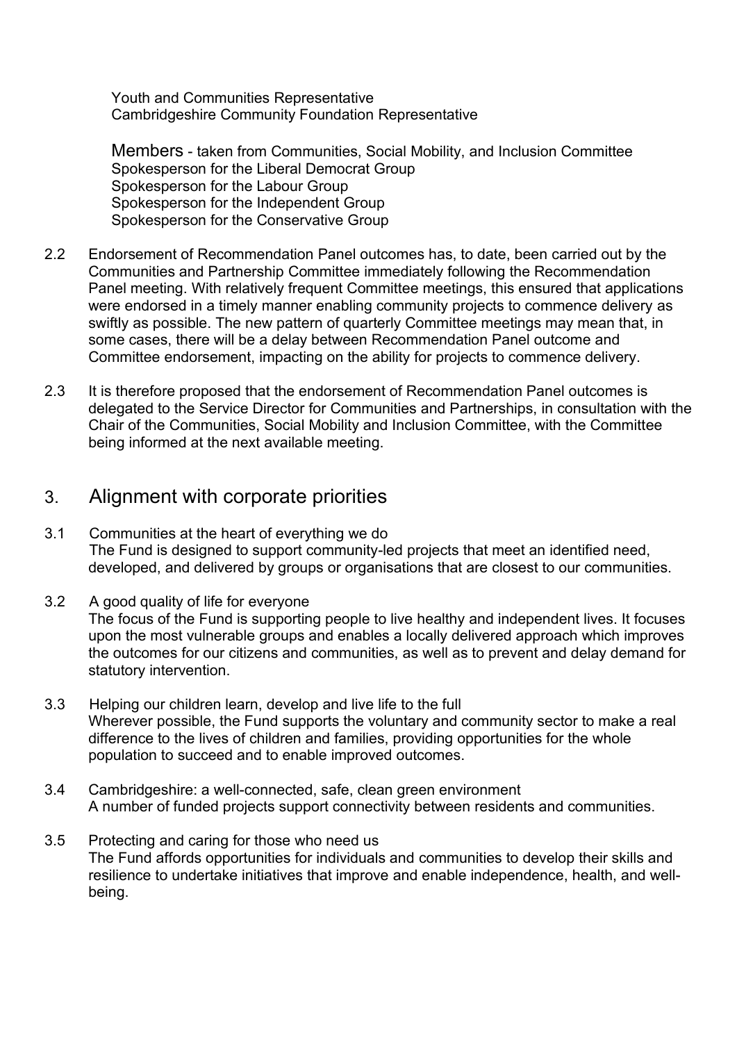Youth and Communities Representative
Cambridgeshire Community Foundation Representative

Members - taken from Communities, Social Mobility, and Inclusion Committee
Spokesperson for the Liberal Democrat Group
Spokesperson for the Labour Group
Spokesperson for the Independent Group
Spokesperson for the Conservative Group

2.2 Endorsement of Recommendation Panel outcomes has, to date, been carried out by the Communities and Partnership Committee immediately following the Recommendation Panel meeting. With relatively frequent Committee meetings, this ensured that applications were endorsed in a timely manner enabling community projects to commence delivery as swiftly as possible. The new pattern of quarterly Committee meetings may mean that, in some cases, there will be a delay between Recommendation Panel outcome and Committee endorsement, impacting on the ability for projects to commence delivery.

2.3 It is therefore proposed that the endorsement of Recommendation Panel outcomes is delegated to the Service Director for Communities and Partnerships, in consultation with the Chair of the Communities, Social Mobility and Inclusion Committee, with the Committee being informed at the next available meeting.

## 3. Alignment with corporate priorities

3.1 Communities at the heart of everything we do
The Fund is designed to support community-led projects that meet an identified need, developed, and delivered by groups or organisations that are closest to our communities.

3.2 A good quality of life for everyone
The focus of the Fund is supporting people to live healthy and independent lives. It focuses upon the most vulnerable groups and enables a locally delivered approach which improves the outcomes for our citizens and communities, as well as to prevent and delay demand for statutory intervention.

3.3 Helping our children learn, develop and live life to the full
Wherever possible, the Fund supports the voluntary and community sector to make a real difference to the lives of children and families, providing opportunities for the whole population to succeed and to enable improved outcomes.

3.4 Cambridgeshire: a well-connected, safe, clean green environment
A number of funded projects support connectivity between residents and communities.

3.5 Protecting and caring for those who need us
The Fund affords opportunities for individuals and communities to develop their skills and resilience to undertake initiatives that improve and enable independence, health, and well-being.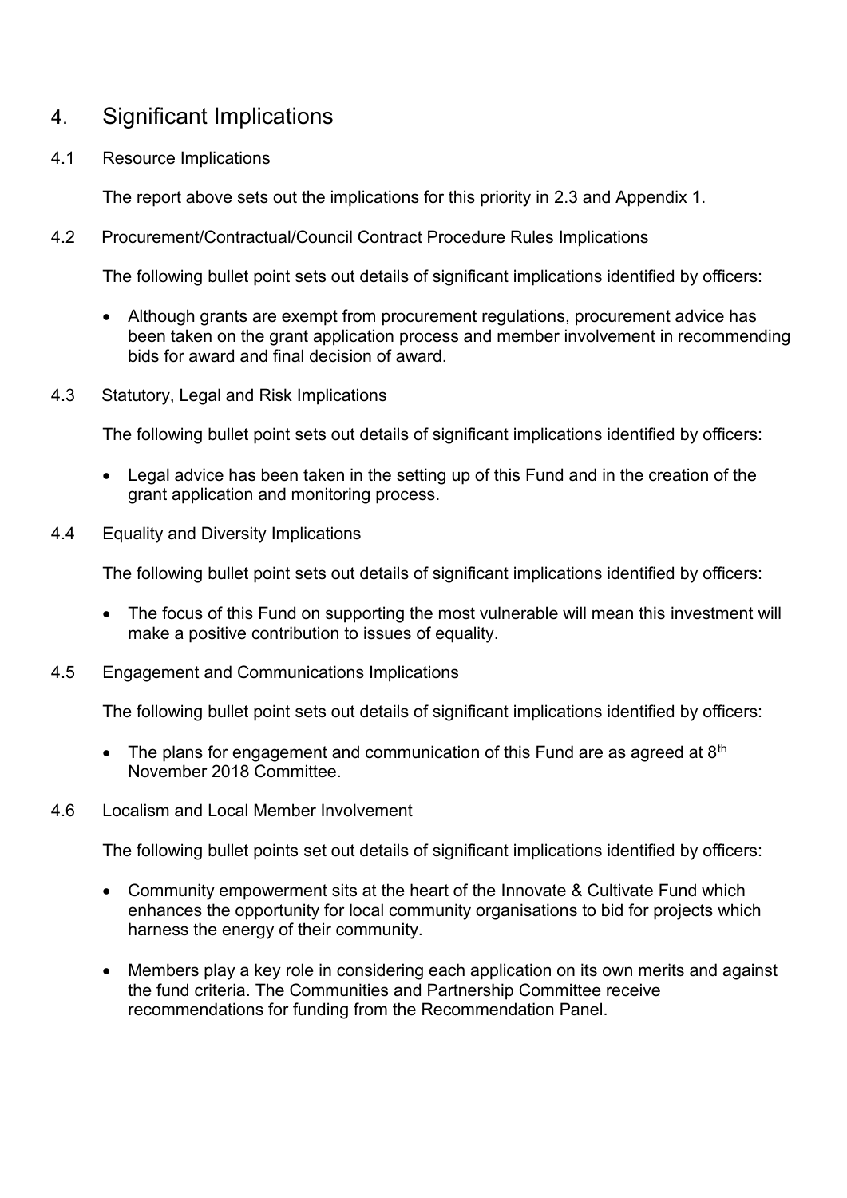## 4. Significant Implications

### 4.1 Resource Implications

The report above sets out the implications for this priority in 2.3 and Appendix 1.

### 4.2 Procurement/Contractual/Council Contract Procedure Rules Implications

The following bullet point sets out details of significant implications identified by officers:

- Although grants are exempt from procurement regulations, procurement advice has been taken on the grant application process and member involvement in recommending bids for award and final decision of award.

### 4.3 Statutory, Legal and Risk Implications

The following bullet point sets out details of significant implications identified by officers:

- Legal advice has been taken in the setting up of this Fund and in the creation of the grant application and monitoring process.

### 4.4 Equality and Diversity Implications

The following bullet point sets out details of significant implications identified by officers:

- The focus of this Fund on supporting the most vulnerable will mean this investment will make a positive contribution to issues of equality.

### 4.5 Engagement and Communications Implications

The following bullet point sets out details of significant implications identified by officers:

- The plans for engagement and communication of this Fund are as agreed at 8th November 2018 Committee.

### 4.6 Localism and Local Member Involvement

The following bullet points set out details of significant implications identified by officers:

- Community empowerment sits at the heart of the Innovate & Cultivate Fund which enhances the opportunity for local community organisations to bid for projects which harness the energy of their community.
- Members play a key role in considering each application on its own merits and against the fund criteria. The Communities and Partnership Committee receive recommendations for funding from the Recommendation Panel.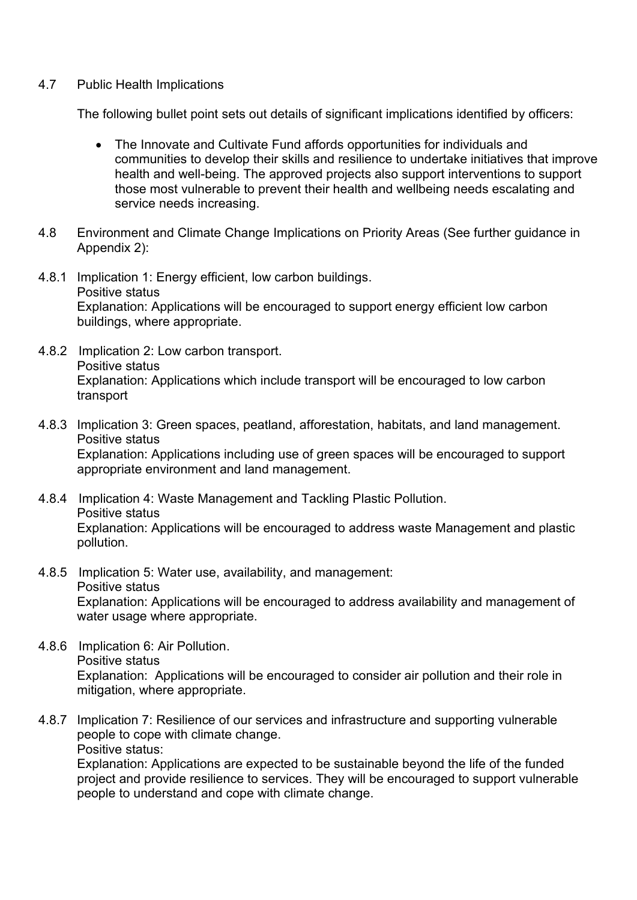4.7 Public Health Implications

The following bullet point sets out details of significant implications identified by officers:

- The Innovate and Cultivate Fund affords opportunities for individuals and communities to develop their skills and resilience to undertake initiatives that improve health and well-being. The approved projects also support interventions to support those most vulnerable to prevent their health and wellbeing needs escalating and service needs increasing.

4.8 Environment and Climate Change Implications on Priority Areas (See further guidance in Appendix 2):

4.8.1 Implication 1: Energy efficient, low carbon buildings.
Positive status
Explanation: Applications will be encouraged to support energy efficient low carbon buildings, where appropriate.

4.8.2 Implication 2: Low carbon transport.
Positive status
Explanation: Applications which include transport will be encouraged to low carbon transport

4.8.3 Implication 3: Green spaces, peatland, afforestation, habitats, and land management.
Positive status
Explanation: Applications including use of green spaces will be encouraged to support appropriate environment and land management.

4.8.4 Implication 4: Waste Management and Tackling Plastic Pollution.
Positive status
Explanation: Applications will be encouraged to address waste Management and plastic pollution.

4.8.5 Implication 5: Water use, availability, and management:
Positive status
Explanation: Applications will be encouraged to address availability and management of water usage where appropriate.

4.8.6 Implication 6: Air Pollution.
Positive status
Explanation: Applications will be encouraged to consider air pollution and their role in mitigation, where appropriate.

4.8.7 Implication 7: Resilience of our services and infrastructure and supporting vulnerable people to cope with climate change.
Positive status:
Explanation: Applications are expected to be sustainable beyond the life of the funded project and provide resilience to services. They will be encouraged to support vulnerable people to understand and cope with climate change.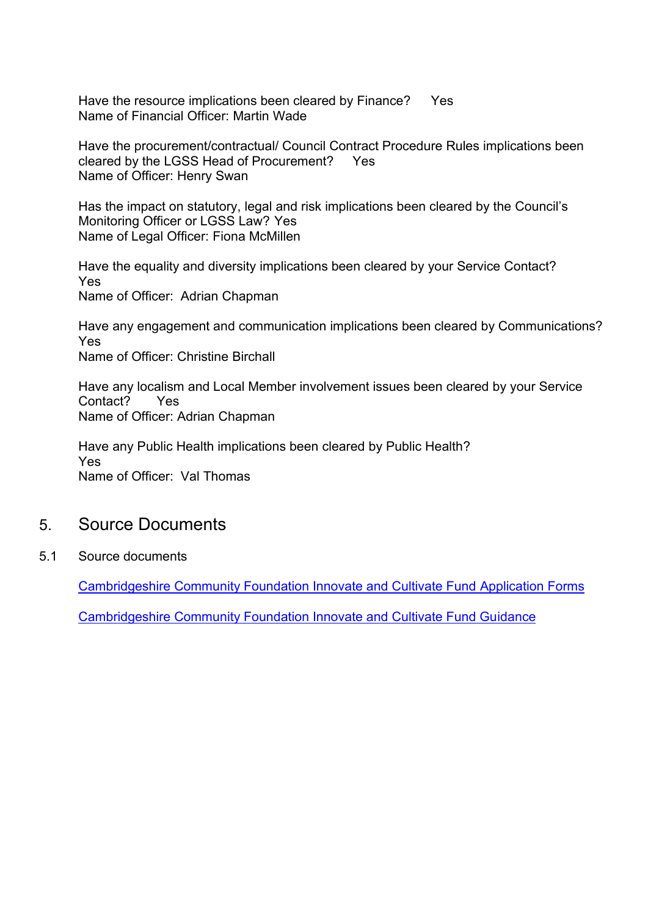Have the resource implications been cleared by Finance? Yes
Name of Financial Officer: Martin Wade

Have the procurement/contractual/ Council Contract Procedure Rules implications been cleared by the LGSS Head of Procurement? Yes
Name of Officer: Henry Swan

Has the impact on statutory, legal and risk implications been cleared by the Council's Monitoring Officer or LGSS Law? Yes
Name of Legal Officer: Fiona McMillen

Have the equality and diversity implications been cleared by your Service Contact? Yes
Name of Officer: Adrian Chapman

Have any engagement and communication implications been cleared by Communications? Yes
Name of Officer: Christine Birchall

Have any localism and Local Member involvement issues been cleared by your Service Contact? Yes
Name of Officer: Adrian Chapman

Have any Public Health implications been cleared by Public Health? Yes
Name of Officer: Val Thomas

## 5. Source Documents

5.1 Source documents

Cambridgeshire Community Foundation Innovate and Cultivate Fund Application Forms

Cambridgeshire Community Foundation Innovate and Cultivate Fund Guidance